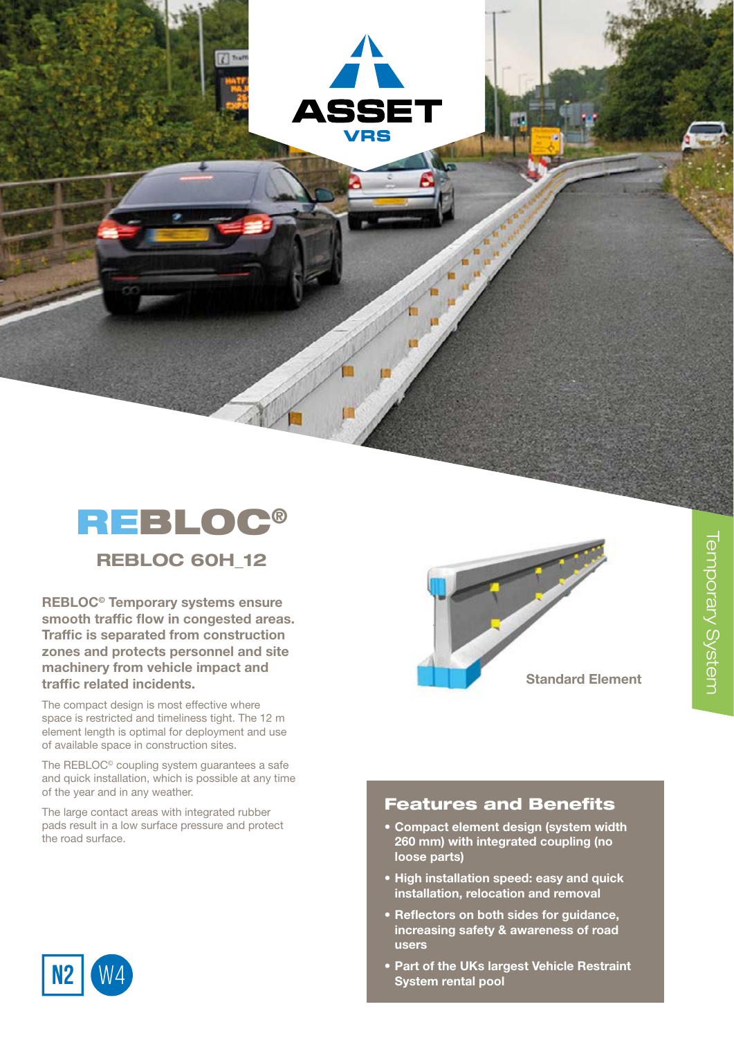ASSET VRS

# REBLOC®

## REBLOC 60H_12

**REBLOC© Temporary systems ensure smooth traffic flow in congested areas. Traffic is separated from construction zones and protects personnel and site machinery from vehicle impact and traffic related incidents.**

The compact design is most effective where space is restricted and timeliness tight. The 12 m element length is optimal for deployment and use of available space in construction sites.

The REBLOC© coupling system guarantees a safe and quick installation, which is possible at any time of the year and in any weather.

The large contact areas with integrated rubber pads result in a low surface pressure and protect the road surface.

Standard Element

Temporary System

### Features and Benefits

- **Compact element design (system width 260 mm) with integrated coupling (no loose parts)**
- **High installation speed: easy and quick installation, relocation and removal**
- **Reflectors on both sides for guidance, increasing safety & awareness of road users**
- **Part of the UKs largest Vehicle Restraint System rental pool**

N2 W4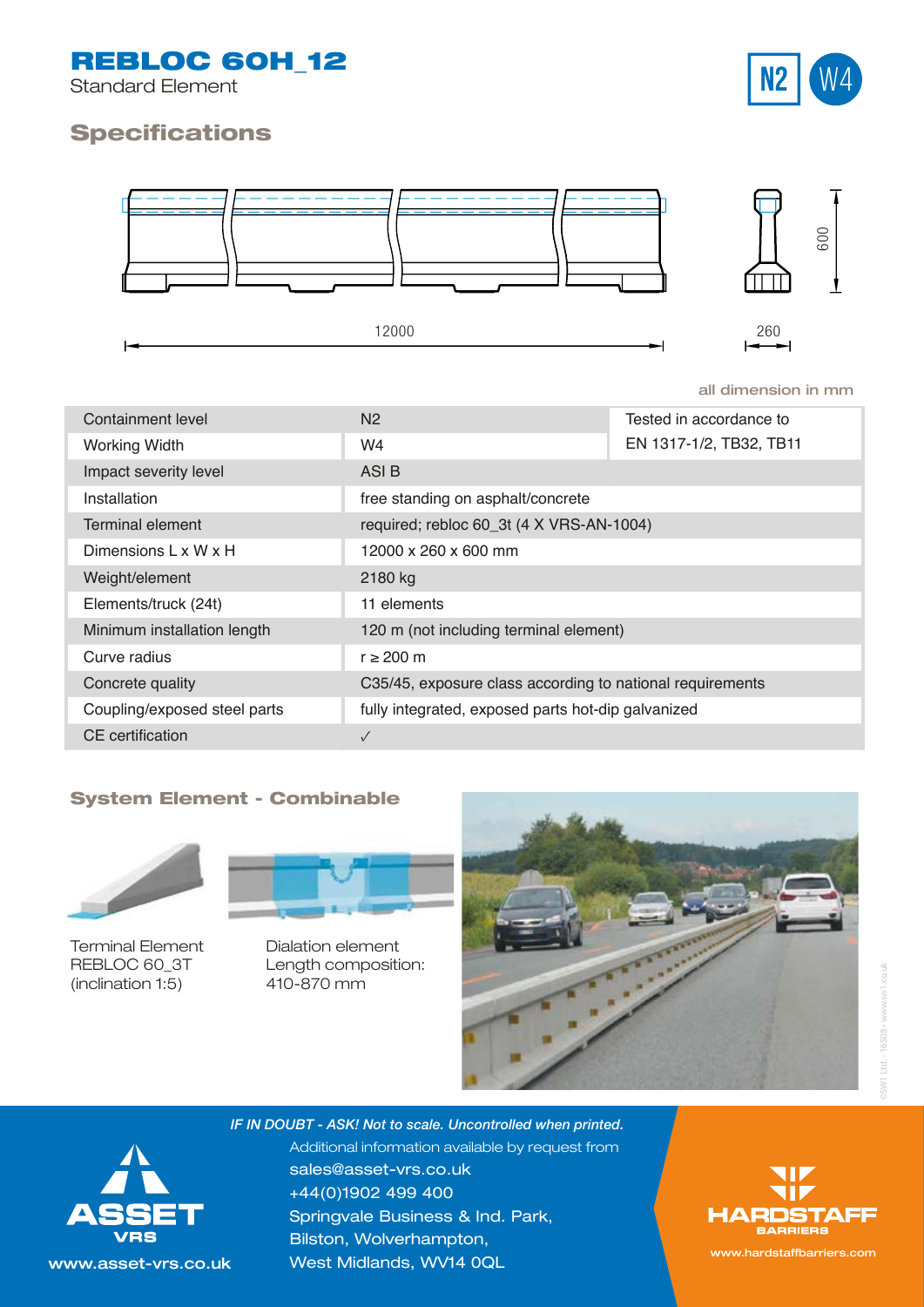# REBLOC 60H_12

Standard Element

N2 W4

## Specifications

12000

600

260

all dimension in mm

| | | |
|---|---|---|
| Containment level | N2 | Tested in accordance to EN 1317-1/2, TB32, TB11 |
| Working Width | W4 | |
| Impact severity level | ASI B | |
| Installation | free standing on asphalt/concrete | |
| Terminal element | required; rebloc 60_3t (4 X VRS-AN-1004) | |
| Dimensions L x W x H | 12000 x 260 x 600 mm | |
| Weight/element | 2180 kg | |
| Elements/truck (24t) | 11 elements | |
| Minimum installation length | 120 m (not including terminal element) | |
| Curve radius | r ≥ 200 m | |
| Concrete quality | C35/45, exposure class according to national requirements | |
| Coupling/exposed steel parts | fully integrated, exposed parts hot-dip galvanized | |
| CE certification | ✓ | |

## System Element - Combinable

Terminal Element
REBLOC 60_3T
(inclination 1:5)

Dialation element
Length composition:
410-870 mm

*IF IN DOUBT - ASK! Not to scale. Uncontrolled when printed.*

Additional information available by request from
sales@asset-vrs.co.uk
+44(0)1902 499 400
Springvale Business & Ind. Park,
Bilston, Wolverhampton,
West Midlands, WV14 0QL

ASSET VRS
www.asset-vrs.co.uk

HARDSTAFF BARRIERS
www.hardstaffbarriers.com